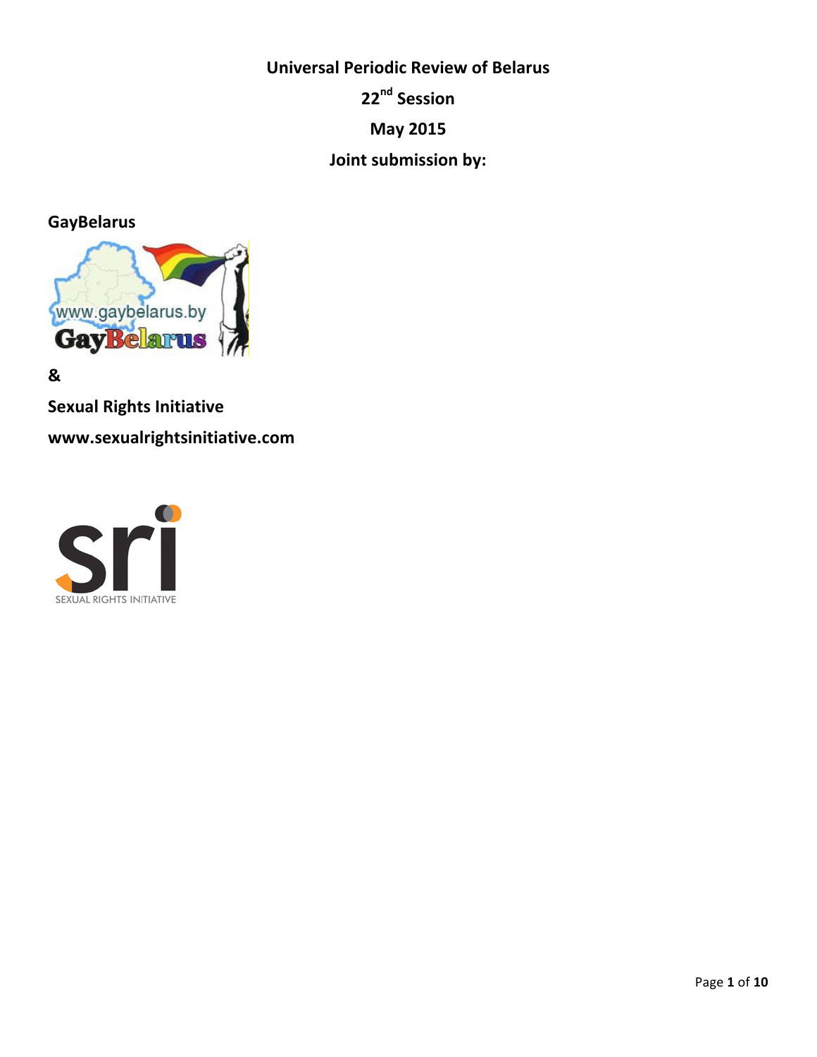**Universal Periodic Review of Belarus**

**22nd Session**

**May 2015**

**Joint submission by:**

**GayBelarus**

**&**

**Sexual Rights Initiative**

**www.sexualrightsinitiative.com**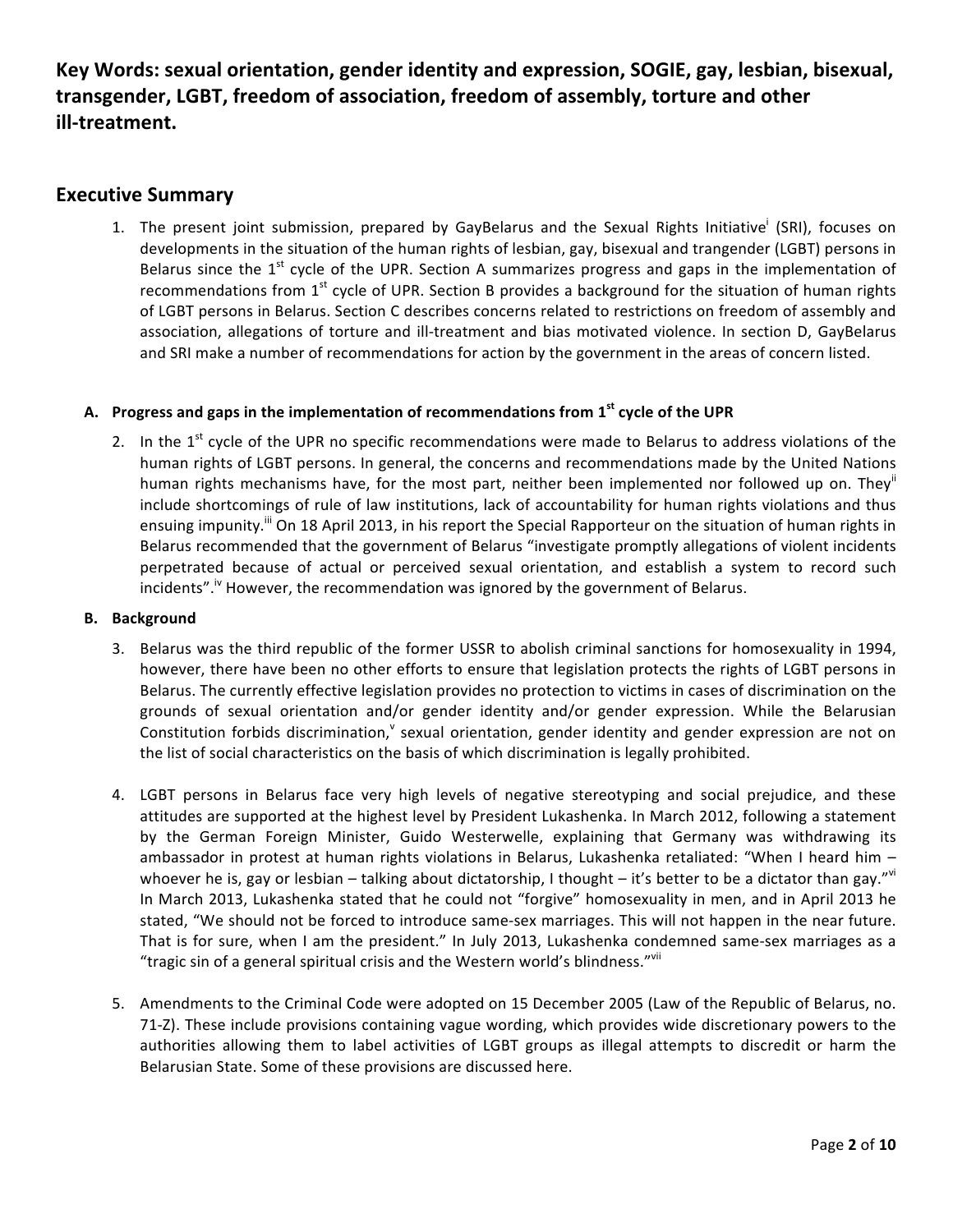**Key Words: sexual orientation, gender identity and expression, SOGIE, gay, lesbian, bisexual, transgender, LGBT, freedom of association, freedom of assembly, torture and other ill-treatment.**

## Executive Summary

1. The present joint submission, prepared by GayBelarus and the Sexual Rights Initiative[i] (SRI), focuses on developments in the situation of the human rights of lesbian, gay, bisexual and trangender (LGBT) persons in Belarus since the 1st cycle of the UPR. Section A summarizes progress and gaps in the implementation of recommendations from 1st cycle of UPR. Section B provides a background for the situation of human rights of LGBT persons in Belarus. Section C describes concerns related to restrictions on freedom of assembly and association, allegations of torture and ill-treatment and bias motivated violence. In section D, GayBelarus and SRI make a number of recommendations for action by the government in the areas of concern listed.

### A. Progress and gaps in the implementation of recommendations from 1st cycle of the UPR

2. In the 1st cycle of the UPR no specific recommendations were made to Belarus to address violations of the human rights of LGBT persons. In general, the concerns and recommendations made by the United Nations human rights mechanisms have, for the most part, neither been implemented nor followed up on. They[ii] include shortcomings of rule of law institutions, lack of accountability for human rights violations and thus ensuing impunity.[iii] On 18 April 2013, in his report the Special Rapporteur on the situation of human rights in Belarus recommended that the government of Belarus "investigate promptly allegations of violent incidents perpetrated because of actual or perceived sexual orientation, and establish a system to record such incidents".[iv] However, the recommendation was ignored by the government of Belarus.

### B. Background

3. Belarus was the third republic of the former USSR to abolish criminal sanctions for homosexuality in 1994, however, there have been no other efforts to ensure that legislation protects the rights of LGBT persons in Belarus. The currently effective legislation provides no protection to victims in cases of discrimination on the grounds of sexual orientation and/or gender identity and/or gender expression. While the Belarusian Constitution forbids discrimination,[v] sexual orientation, gender identity and gender expression are not on the list of social characteristics on the basis of which discrimination is legally prohibited.

4. LGBT persons in Belarus face very high levels of negative stereotyping and social prejudice, and these attitudes are supported at the highest level by President Lukashenka. In March 2012, following a statement by the German Foreign Minister, Guido Westerwelle, explaining that Germany was withdrawing its ambassador in protest at human rights violations in Belarus, Lukashenka retaliated: "When I heard him – whoever he is, gay or lesbian – talking about dictatorship, I thought – it's better to be a dictator than gay."[vi] In March 2013, Lukashenka stated that he could not "forgive" homosexuality in men, and in April 2013 he stated, "We should not be forced to introduce same-sex marriages. This will not happen in the near future. That is for sure, when I am the president." In July 2013, Lukashenka condemned same-sex marriages as a "tragic sin of a general spiritual crisis and the Western world's blindness."[vii]

5. Amendments to the Criminal Code were adopted on 15 December 2005 (Law of the Republic of Belarus, no. 71-Z). These include provisions containing vague wording, which provides wide discretionary powers to the authorities allowing them to label activities of LGBT groups as illegal attempts to discredit or harm the Belarusian State. Some of these provisions are discussed here.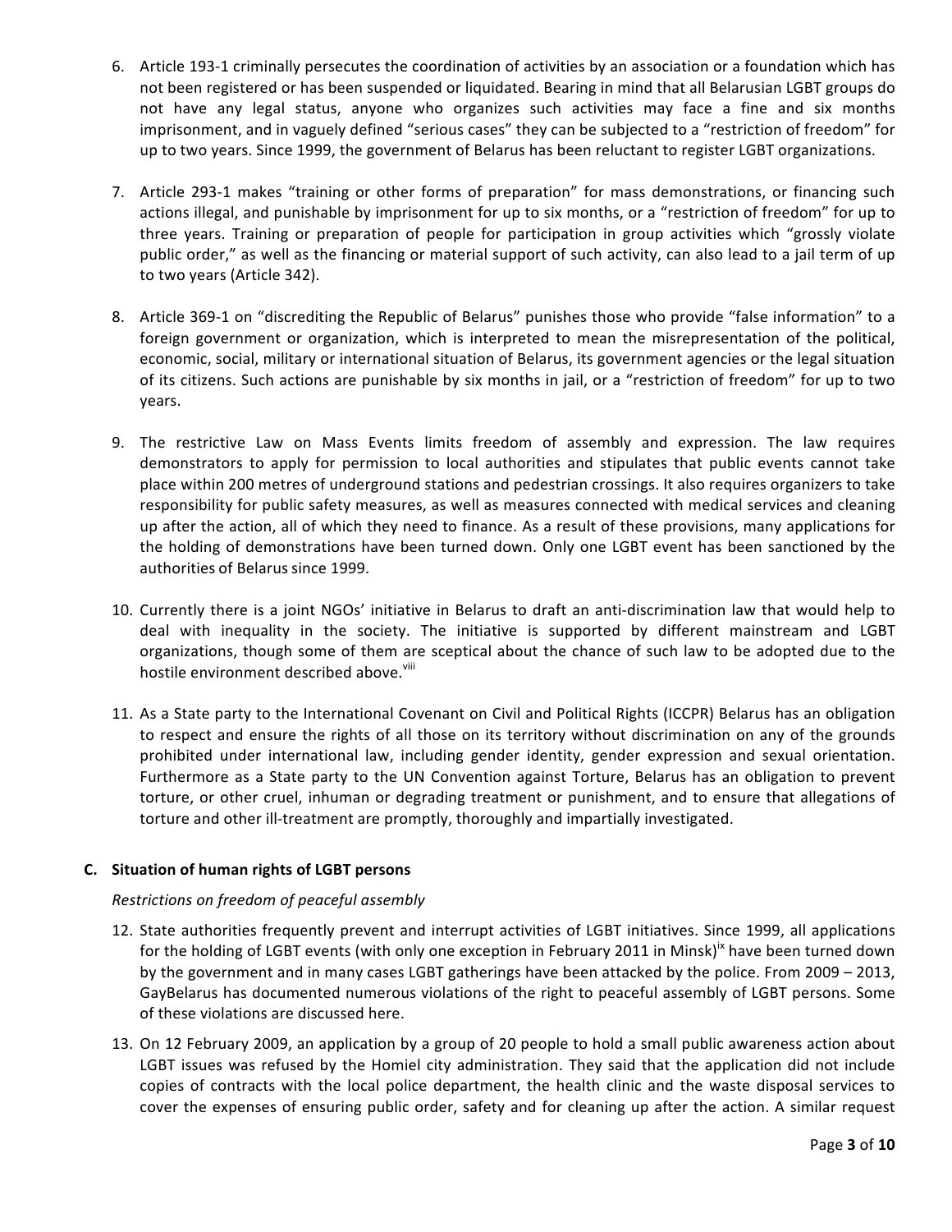6. Article 193-1 criminally persecutes the coordination of activities by an association or a foundation which has not been registered or has been suspended or liquidated. Bearing in mind that all Belarusian LGBT groups do not have any legal status, anyone who organizes such activities may face a fine and six months imprisonment, and in vaguely defined "serious cases" they can be subjected to a "restriction of freedom" for up to two years. Since 1999, the government of Belarus has been reluctant to register LGBT organizations.

7. Article 293-1 makes "training or other forms of preparation" for mass demonstrations, or financing such actions illegal, and punishable by imprisonment for up to six months, or a "restriction of freedom" for up to three years. Training or preparation of people for participation in group activities which "grossly violate public order," as well as the financing or material support of such activity, can also lead to a jail term of up to two years (Article 342).

8. Article 369-1 on "discrediting the Republic of Belarus" punishes those who provide "false information" to a foreign government or organization, which is interpreted to mean the misrepresentation of the political, economic, social, military or international situation of Belarus, its government agencies or the legal situation of its citizens. Such actions are punishable by six months in jail, or a "restriction of freedom" for up to two years.

9. The restrictive Law on Mass Events limits freedom of assembly and expression. The law requires demonstrators to apply for permission to local authorities and stipulates that public events cannot take place within 200 metres of underground stations and pedestrian crossings. It also requires organizers to take responsibility for public safety measures, as well as measures connected with medical services and cleaning up after the action, all of which they need to finance. As a result of these provisions, many applications for the holding of demonstrations have been turned down. Only one LGBT event has been sanctioned by the authorities of Belarus since 1999.

10. Currently there is a joint NGOs' initiative in Belarus to draft an anti-discrimination law that would help to deal with inequality in the society. The initiative is supported by different mainstream and LGBT organizations, though some of them are sceptical about the chance of such law to be adopted due to the hostile environment described above.[viii]

11. As a State party to the International Covenant on Civil and Political Rights (ICCPR) Belarus has an obligation to respect and ensure the rights of all those on its territory without discrimination on any of the grounds prohibited under international law, including gender identity, gender expression and sexual orientation. Furthermore as a State party to the UN Convention against Torture, Belarus has an obligation to prevent torture, or other cruel, inhuman or degrading treatment or punishment, and to ensure that allegations of torture and other ill-treatment are promptly, thoroughly and impartially investigated.

## C. Situation of human rights of LGBT persons

*Restrictions on freedom of peaceful assembly*

12. State authorities frequently prevent and interrupt activities of LGBT initiatives. Since 1999, all applications for the holding of LGBT events (with only one exception in February 2011 in Minsk)[ix] have been turned down by the government and in many cases LGBT gatherings have been attacked by the police. From 2009 – 2013, GayBelarus has documented numerous violations of the right to peaceful assembly of LGBT persons. Some of these violations are discussed here.

13. On 12 February 2009, an application by a group of 20 people to hold a small public awareness action about LGBT issues was refused by the Homiel city administration. They said that the application did not include copies of contracts with the local police department, the health clinic and the waste disposal services to cover the expenses of ensuring public order, safety and for cleaning up after the action. A similar request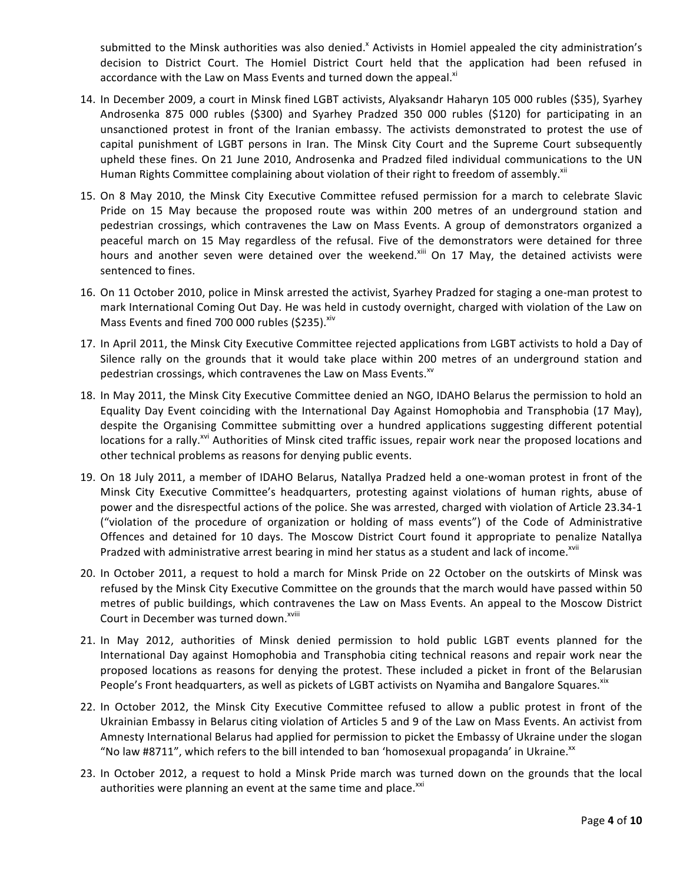submitted to the Minsk authorities was also denied.[x] Activists in Homiel appealed the city administration's decision to District Court. The Homiel District Court held that the application had been refused in accordance with the Law on Mass Events and turned down the appeal.[xi]

14. In December 2009, a court in Minsk fined LGBT activists, Alyaksandr Haharyn 105 000 rubles ($35), Syarhey Androsenka 875 000 rubles ($300) and Syarhey Pradzed 350 000 rubles ($120) for participating in an unsanctioned protest in front of the Iranian embassy. The activists demonstrated to protest the use of capital punishment of LGBT persons in Iran. The Minsk City Court and the Supreme Court subsequently upheld these fines. On 21 June 2010, Androsenka and Pradzed filed individual communications to the UN Human Rights Committee complaining about violation of their right to freedom of assembly.[xii]

15. On 8 May 2010, the Minsk City Executive Committee refused permission for a march to celebrate Slavic Pride on 15 May because the proposed route was within 200 metres of an underground station and pedestrian crossings, which contravenes the Law on Mass Events. A group of demonstrators organized a peaceful march on 15 May regardless of the refusal. Five of the demonstrators were detained for three hours and another seven were detained over the weekend.[xiii] On 17 May, the detained activists were sentenced to fines.

16. On 11 October 2010, police in Minsk arrested the activist, Syarhey Pradzed for staging a one-man protest to mark International Coming Out Day. He was held in custody overnight, charged with violation of the Law on Mass Events and fined 700 000 rubles ($235).[xiv]

17. In April 2011, the Minsk City Executive Committee rejected applications from LGBT activists to hold a Day of Silence rally on the grounds that it would take place within 200 metres of an underground station and pedestrian crossings, which contravenes the Law on Mass Events.[xv]

18. In May 2011, the Minsk City Executive Committee denied an NGO, IDAHO Belarus the permission to hold an Equality Day Event coinciding with the International Day Against Homophobia and Transphobia (17 May), despite the Organising Committee submitting over a hundred applications suggesting different potential locations for a rally.[xvi] Authorities of Minsk cited traffic issues, repair work near the proposed locations and other technical problems as reasons for denying public events.

19. On 18 July 2011, a member of IDAHO Belarus, Natallya Pradzed held a one-woman protest in front of the Minsk City Executive Committee's headquarters, protesting against violations of human rights, abuse of power and the disrespectful actions of the police. She was arrested, charged with violation of Article 23.34-1 ("violation of the procedure of organization or holding of mass events") of the Code of Administrative Offences and detained for 10 days. The Moscow District Court found it appropriate to penalize Natallya Pradzed with administrative arrest bearing in mind her status as a student and lack of income.[xvii]

20. In October 2011, a request to hold a march for Minsk Pride on 22 October on the outskirts of Minsk was refused by the Minsk City Executive Committee on the grounds that the march would have passed within 50 metres of public buildings, which contravenes the Law on Mass Events. An appeal to the Moscow District Court in December was turned down.[xviii]

21. In May 2012, authorities of Minsk denied permission to hold public LGBT events planned for the International Day against Homophobia and Transphobia citing technical reasons and repair work near the proposed locations as reasons for denying the protest. These included a picket in front of the Belarusian People's Front headquarters, as well as pickets of LGBT activists on Nyamiha and Bangalore Squares.[xix]

22. In October 2012, the Minsk City Executive Committee refused to allow a public protest in front of the Ukrainian Embassy in Belarus citing violation of Articles 5 and 9 of the Law on Mass Events. An activist from Amnesty International Belarus had applied for permission to picket the Embassy of Ukraine under the slogan "No law #8711", which refers to the bill intended to ban 'homosexual propaganda' in Ukraine.[xx]

23. In October 2012, a request to hold a Minsk Pride march was turned down on the grounds that the local authorities were planning an event at the same time and place.[xxi]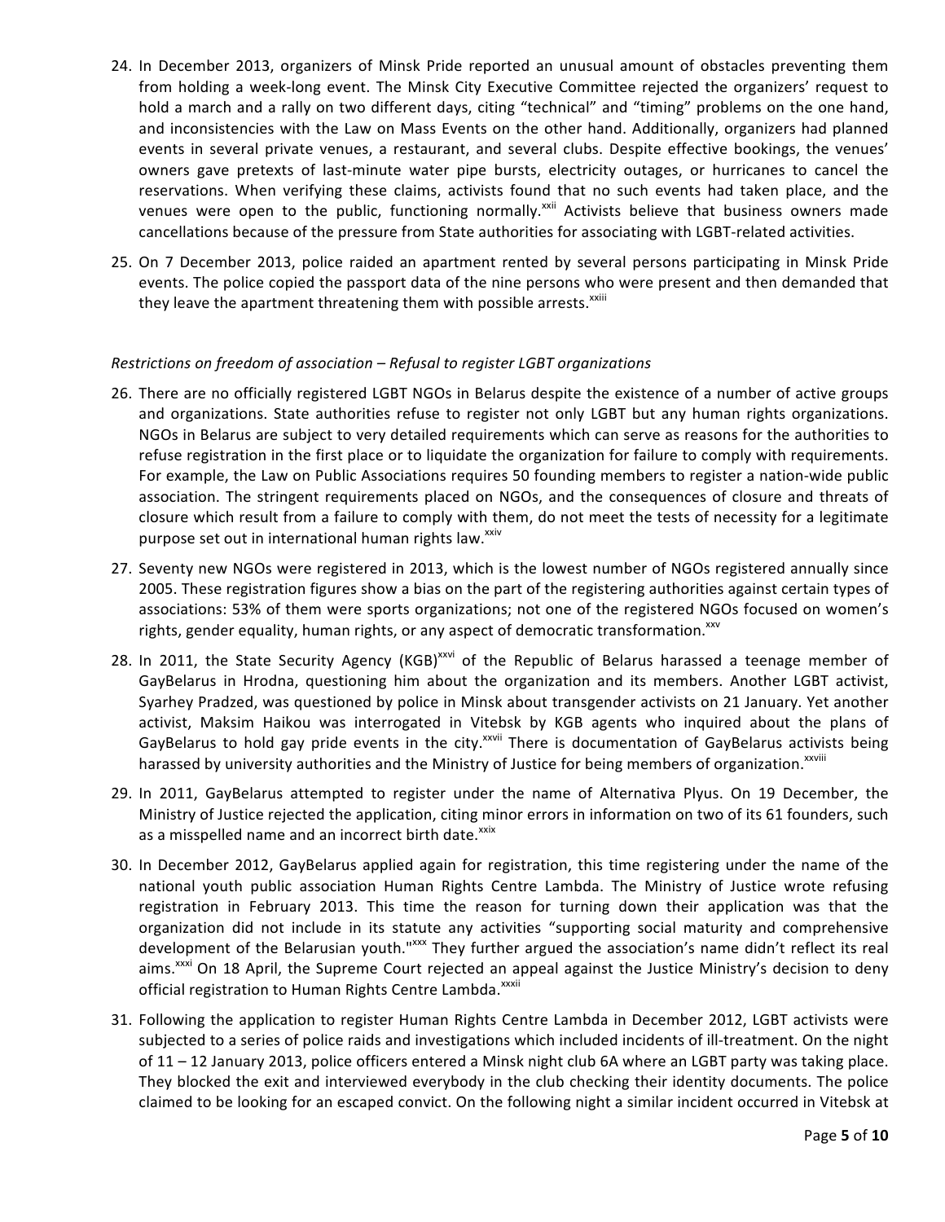24. In December 2013, organizers of Minsk Pride reported an unusual amount of obstacles preventing them from holding a week-long event. The Minsk City Executive Committee rejected the organizers' request to hold a march and a rally on two different days, citing "technical" and "timing" problems on the one hand, and inconsistencies with the Law on Mass Events on the other hand. Additionally, organizers had planned events in several private venues, a restaurant, and several clubs. Despite effective bookings, the venues' owners gave pretexts of last-minute water pipe bursts, electricity outages, or hurricanes to cancel the reservations. When verifying these claims, activists found that no such events had taken place, and the venues were open to the public, functioning normally.[xxii] Activists believe that business owners made cancellations because of the pressure from State authorities for associating with LGBT-related activities.

25. On 7 December 2013, police raided an apartment rented by several persons participating in Minsk Pride events. The police copied the passport data of the nine persons who were present and then demanded that they leave the apartment threatening them with possible arrests.[xxiii]

*Restrictions on freedom of association – Refusal to register LGBT organizations*

26. There are no officially registered LGBT NGOs in Belarus despite the existence of a number of active groups and organizations. State authorities refuse to register not only LGBT but any human rights organizations. NGOs in Belarus are subject to very detailed requirements which can serve as reasons for the authorities to refuse registration in the first place or to liquidate the organization for failure to comply with requirements. For example, the Law on Public Associations requires 50 founding members to register a nation-wide public association. The stringent requirements placed on NGOs, and the consequences of closure and threats of closure which result from a failure to comply with them, do not meet the tests of necessity for a legitimate purpose set out in international human rights law.[xxiv]

27. Seventy new NGOs were registered in 2013, which is the lowest number of NGOs registered annually since 2005. These registration figures show a bias on the part of the registering authorities against certain types of associations: 53% of them were sports organizations; not one of the registered NGOs focused on women's rights, gender equality, human rights, or any aspect of democratic transformation.[xxv]

28. In 2011, the State Security Agency (KGB)[xxvi] of the Republic of Belarus harassed a teenage member of GayBelarus in Hrodna, questioning him about the organization and its members. Another LGBT activist, Syarhey Pradzed, was questioned by police in Minsk about transgender activists on 21 January. Yet another activist, Maksim Haikou was interrogated in Vitebsk by KGB agents who inquired about the plans of GayBelarus to hold gay pride events in the city.[xxvii] There is documentation of GayBelarus activists being harassed by university authorities and the Ministry of Justice for being members of organization.[xxviii]

29. In 2011, GayBelarus attempted to register under the name of Alternativa Plyus. On 19 December, the Ministry of Justice rejected the application, citing minor errors in information on two of its 61 founders, such as a misspelled name and an incorrect birth date.[xxix]

30. In December 2012, GayBelarus applied again for registration, this time registering under the name of the national youth public association Human Rights Centre Lambda. The Ministry of Justice wrote refusing registration in February 2013. This time the reason for turning down their application was that the organization did not include in its statute any activities "supporting social maturity and comprehensive development of the Belarusian youth."[xxx] They further argued the association's name didn't reflect its real aims.[xxxi] On 18 April, the Supreme Court rejected an appeal against the Justice Ministry's decision to deny official registration to Human Rights Centre Lambda.[xxxii]

31. Following the application to register Human Rights Centre Lambda in December 2012, LGBT activists were subjected to a series of police raids and investigations which included incidents of ill-treatment. On the night of 11 – 12 January 2013, police officers entered a Minsk night club 6A where an LGBT party was taking place. They blocked the exit and interviewed everybody in the club checking their identity documents. The police claimed to be looking for an escaped convict. On the following night a similar incident occurred in Vitebsk at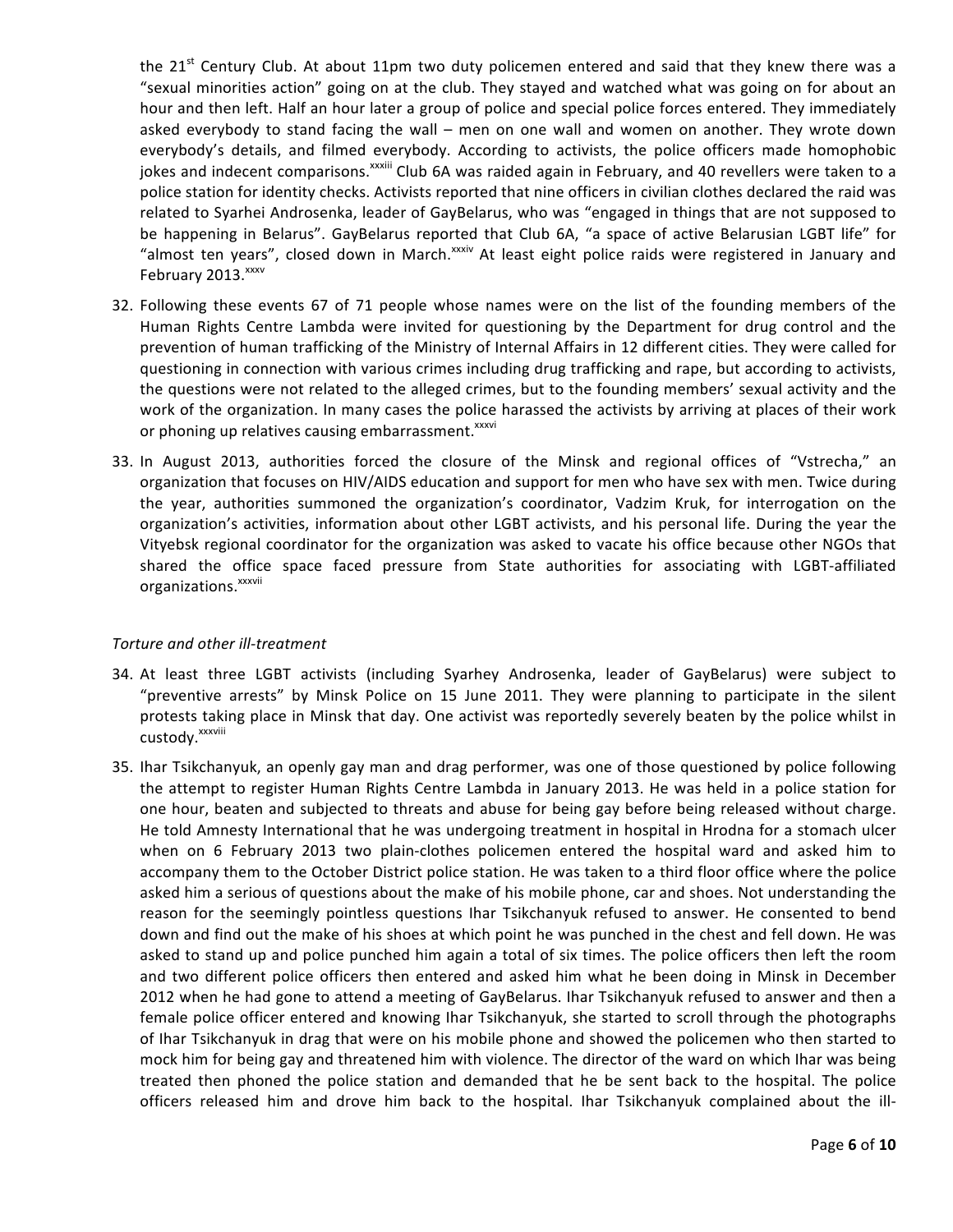the 21st Century Club. At about 11pm two duty policemen entered and said that they knew there was a "sexual minorities action" going on at the club. They stayed and watched what was going on for about an hour and then left. Half an hour later a group of police and special police forces entered. They immediately asked everybody to stand facing the wall – men on one wall and women on another. They wrote down everybody's details, and filmed everybody. According to activists, the police officers made homophobic jokes and indecent comparisons.[xxxiii] Club 6A was raided again in February, and 40 revellers were taken to a police station for identity checks. Activists reported that nine officers in civilian clothes declared the raid was related to Syarhei Androsenka, leader of GayBelarus, who was "engaged in things that are not supposed to be happening in Belarus". GayBelarus reported that Club 6A, "a space of active Belarusian LGBT life" for "almost ten years", closed down in March.[xxxiv] At least eight police raids were registered in January and February 2013.[xxxv]

32. Following these events 67 of 71 people whose names were on the list of the founding members of the Human Rights Centre Lambda were invited for questioning by the Department for drug control and the prevention of human trafficking of the Ministry of Internal Affairs in 12 different cities. They were called for questioning in connection with various crimes including drug trafficking and rape, but according to activists, the questions were not related to the alleged crimes, but to the founding members' sexual activity and the work of the organization. In many cases the police harassed the activists by arriving at places of their work or phoning up relatives causing embarrassment.[xxxvi]

33. In August 2013, authorities forced the closure of the Minsk and regional offices of "Vstrecha," an organization that focuses on HIV/AIDS education and support for men who have sex with men. Twice during the year, authorities summoned the organization's coordinator, Vadzim Kruk, for interrogation on the organization's activities, information about other LGBT activists, and his personal life. During the year the Vityebsk regional coordinator for the organization was asked to vacate his office because other NGOs that shared the office space faced pressure from State authorities for associating with LGBT-affiliated organizations.[xxxvii]

*Torture and other ill-treatment*

34. At least three LGBT activists (including Syarhey Androsenka, leader of GayBelarus) were subject to "preventive arrests" by Minsk Police on 15 June 2011. They were planning to participate in the silent protests taking place in Minsk that day. One activist was reportedly severely beaten by the police whilst in custody.[xxxviii]

35. Ihar Tsikchanyuk, an openly gay man and drag performer, was one of those questioned by police following the attempt to register Human Rights Centre Lambda in January 2013. He was held in a police station for one hour, beaten and subjected to threats and abuse for being gay before being released without charge. He told Amnesty International that he was undergoing treatment in hospital in Hrodna for a stomach ulcer when on 6 February 2013 two plain-clothes policemen entered the hospital ward and asked him to accompany them to the October District police station. He was taken to a third floor office where the police asked him a serious of questions about the make of his mobile phone, car and shoes. Not understanding the reason for the seemingly pointless questions Ihar Tsikchanyuk refused to answer. He consented to bend down and find out the make of his shoes at which point he was punched in the chest and fell down. He was asked to stand up and police punched him again a total of six times. The police officers then left the room and two different police officers then entered and asked him what he been doing in Minsk in December 2012 when he had gone to attend a meeting of GayBelarus. Ihar Tsikchanyuk refused to answer and then a female police officer entered and knowing Ihar Tsikchanyuk, she started to scroll through the photographs of Ihar Tsikchanyuk in drag that were on his mobile phone and showed the policemen who then started to mock him for being gay and threatened him with violence. The director of the ward on which Ihar was being treated then phoned the police station and demanded that he be sent back to the hospital. The police officers released him and drove him back to the hospital. Ihar Tsikchanyuk complained about the ill-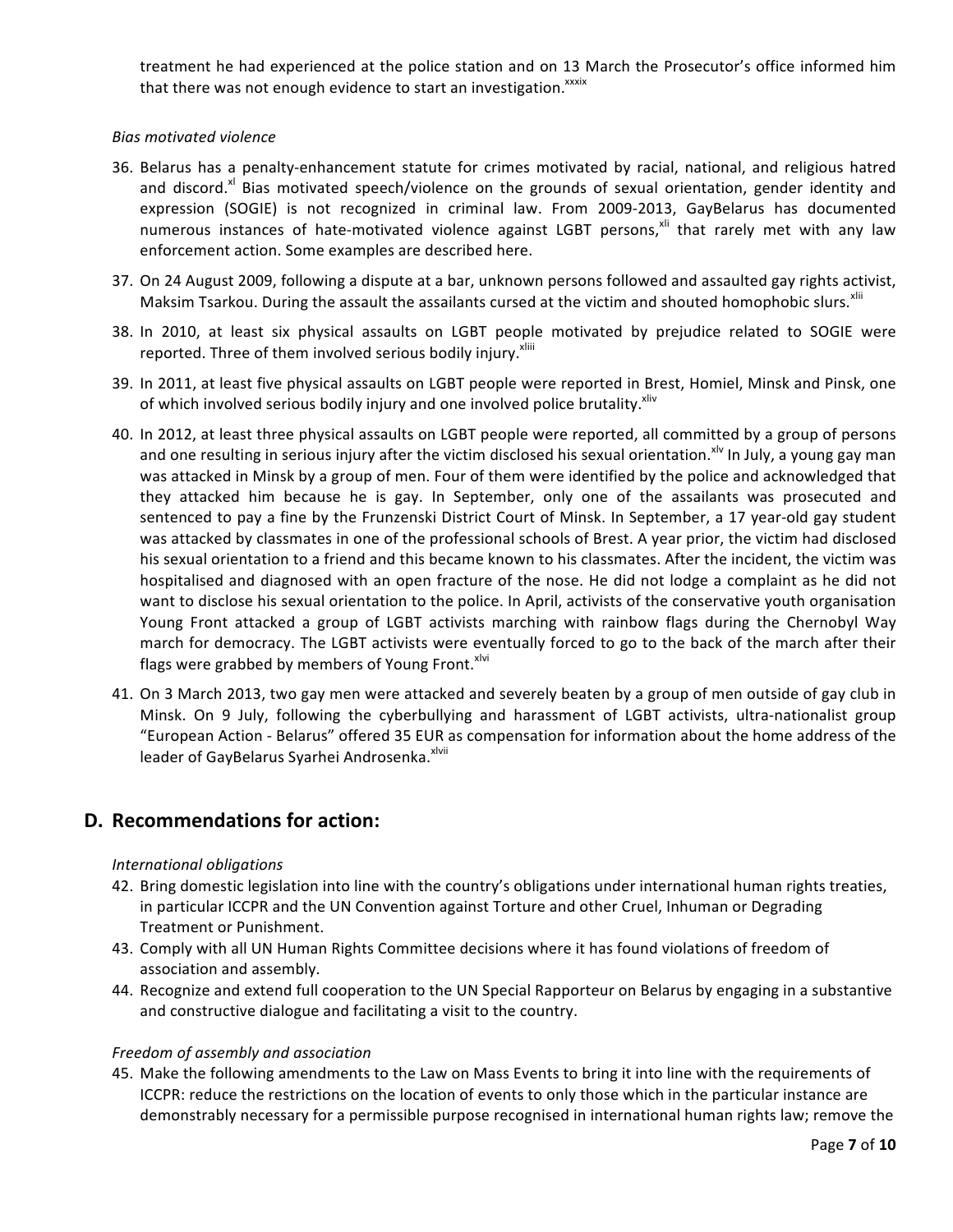treatment he had experienced at the police station and on 13 March the Prosecutor's office informed him that there was not enough evidence to start an investigation.[xxxix]

*Bias motivated violence*

36. Belarus has a penalty-enhancement statute for crimes motivated by racial, national, and religious hatred and discord.[xl] Bias motivated speech/violence on the grounds of sexual orientation, gender identity and expression (SOGIE) is not recognized in criminal law. From 2009-2013, GayBelarus has documented numerous instances of hate-motivated violence against LGBT persons,[xli] that rarely met with any law enforcement action. Some examples are described here.

37. On 24 August 2009, following a dispute at a bar, unknown persons followed and assaulted gay rights activist, Maksim Tsarkou. During the assault the assailants cursed at the victim and shouted homophobic slurs.[xlii]

38. In 2010, at least six physical assaults on LGBT people motivated by prejudice related to SOGIE were reported. Three of them involved serious bodily injury.[xliii]

39. In 2011, at least five physical assaults on LGBT people were reported in Brest, Homiel, Minsk and Pinsk, one of which involved serious bodily injury and one involved police brutality.[xliv]

40. In 2012, at least three physical assaults on LGBT people were reported, all committed by a group of persons and one resulting in serious injury after the victim disclosed his sexual orientation.[xlv] In July, a young gay man was attacked in Minsk by a group of men. Four of them were identified by the police and acknowledged that they attacked him because he is gay. In September, only one of the assailants was prosecuted and sentenced to pay a fine by the Frunzenski District Court of Minsk. In September, a 17 year-old gay student was attacked by classmates in one of the professional schools of Brest. A year prior, the victim had disclosed his sexual orientation to a friend and this became known to his classmates. After the incident, the victim was hospitalised and diagnosed with an open fracture of the nose. He did not lodge a complaint as he did not want to disclose his sexual orientation to the police. In April, activists of the conservative youth organisation Young Front attacked a group of LGBT activists marching with rainbow flags during the Chernobyl Way march for democracy. The LGBT activists were eventually forced to go to the back of the march after their flags were grabbed by members of Young Front.[xlvi]

41. On 3 March 2013, two gay men were attacked and severely beaten by a group of men outside of gay club in Minsk. On 9 July, following the cyberbullying and harassment of LGBT activists, ultra-nationalist group "European Action - Belarus" offered 35 EUR as compensation for information about the home address of the leader of GayBelarus Syarhei Androsenka.[xlvii]

## D. Recommendations for action:

*International obligations*

42. Bring domestic legislation into line with the country's obligations under international human rights treaties, in particular ICCPR and the UN Convention against Torture and other Cruel, Inhuman or Degrading Treatment or Punishment.
43. Comply with all UN Human Rights Committee decisions where it has found violations of freedom of association and assembly.
44. Recognize and extend full cooperation to the UN Special Rapporteur on Belarus by engaging in a substantive and constructive dialogue and facilitating a visit to the country.

*Freedom of assembly and association*

45. Make the following amendments to the Law on Mass Events to bring it into line with the requirements of ICCPR: reduce the restrictions on the location of events to only those which in the particular instance are demonstrably necessary for a permissible purpose recognised in international human rights law; remove the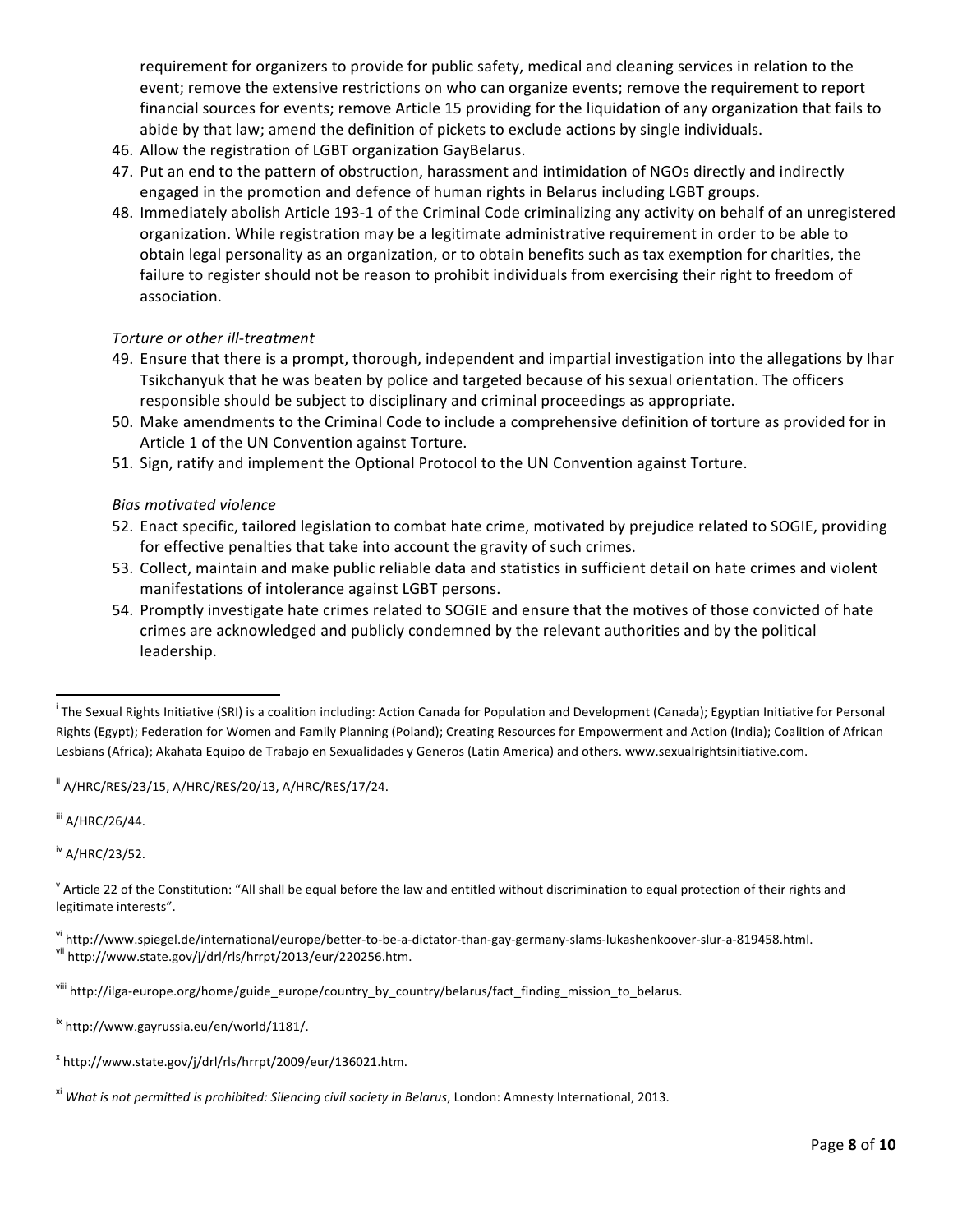requirement for organizers to provide for public safety, medical and cleaning services in relation to the event; remove the extensive restrictions on who can organize events; remove the requirement to report financial sources for events; remove Article 15 providing for the liquidation of any organization that fails to abide by that law; amend the definition of pickets to exclude actions by single individuals.

46. Allow the registration of LGBT organization GayBelarus.
47. Put an end to the pattern of obstruction, harassment and intimidation of NGOs directly and indirectly engaged in the promotion and defence of human rights in Belarus including LGBT groups.
48. Immediately abolish Article 193-1 of the Criminal Code criminalizing any activity on behalf of an unregistered organization. While registration may be a legitimate administrative requirement in order to be able to obtain legal personality as an organization, or to obtain benefits such as tax exemption for charities, the failure to register should not be reason to prohibit individuals from exercising their right to freedom of association.

*Torture or other ill-treatment*

49. Ensure that there is a prompt, thorough, independent and impartial investigation into the allegations by Ihar Tsikchanyuk that he was beaten by police and targeted because of his sexual orientation. The officers responsible should be subject to disciplinary and criminal proceedings as appropriate.
50. Make amendments to the Criminal Code to include a comprehensive definition of torture as provided for in Article 1 of the UN Convention against Torture.
51. Sign, ratify and implement the Optional Protocol to the UN Convention against Torture.

*Bias motivated violence*

52. Enact specific, tailored legislation to combat hate crime, motivated by prejudice related to SOGIE, providing for effective penalties that take into account the gravity of such crimes.
53. Collect, maintain and make public reliable data and statistics in sufficient detail on hate crimes and violent manifestations of intolerance against LGBT persons.
54. Promptly investigate hate crimes related to SOGIE and ensure that the motives of those convicted of hate crimes are acknowledged and publicly condemned by the relevant authorities and by the political leadership.

---

[i] The Sexual Rights Initiative (SRI) is a coalition including: Action Canada for Population and Development (Canada); Egyptian Initiative for Personal Rights (Egypt); Federation for Women and Family Planning (Poland); Creating Resources for Empowerment and Action (India); Coalition of African Lesbians (Africa); Akahata Equipo de Trabajo en Sexualidades y Generos (Latin America) and others. www.sexualrightsinitiative.com.

[ii] A/HRC/RES/23/15, A/HRC/RES/20/13, A/HRC/RES/17/24.

[iii] A/HRC/26/44.

[iv] A/HRC/23/52.

[v] Article 22 of the Constitution: "All shall be equal before the law and entitled without discrimination to equal protection of their rights and legitimate interests".

[vi] http://www.spiegel.de/international/europe/better-to-be-a-dictator-than-gay-germany-slams-lukashenkoover-slur-a-819458.html.

[vii] http://www.state.gov/j/drl/rls/hrrpt/2013/eur/220256.htm.

[viii] http://ilga-europe.org/home/guide_europe/country_by_country/belarus/fact_finding_mission_to_belarus.

[ix] http://www.gayrussia.eu/en/world/1181/.

[x] http://www.state.gov/j/drl/rls/hrrpt/2009/eur/136021.htm.

[xi] *What is not permitted is prohibited: Silencing civil society in Belarus*, London: Amnesty International, 2013.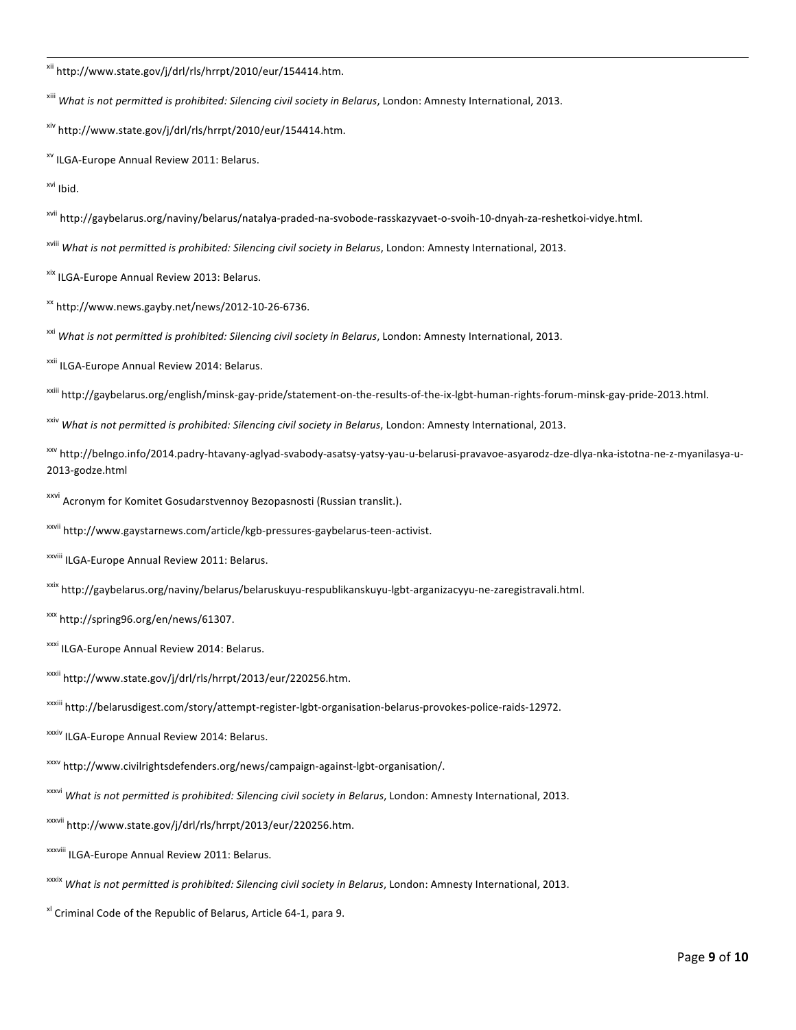[xii] http://www.state.gov/j/drl/rls/hrrpt/2010/eur/154414.htm.

[xiii] *What is not permitted is prohibited: Silencing civil society in Belarus*, London: Amnesty International, 2013.

[xiv] http://www.state.gov/j/drl/rls/hrrpt/2010/eur/154414.htm.

[xv] ILGA-Europe Annual Review 2011: Belarus.

[xvi] Ibid.

[xvii] http://gaybelarus.org/naviny/belarus/natalya-praded-na-svobode-rasskazyvaet-o-svoih-10-dnyah-za-reshetkoi-vidye.html.

[xviii] *What is not permitted is prohibited: Silencing civil society in Belarus*, London: Amnesty International, 2013.

[xix] ILGA-Europe Annual Review 2013: Belarus.

[xx] http://www.news.gayby.net/news/2012-10-26-6736.

[xxi] *What is not permitted is prohibited: Silencing civil society in Belarus*, London: Amnesty International, 2013.

[xxii] ILGA-Europe Annual Review 2014: Belarus.

[xxiii] http://gaybelarus.org/english/minsk-gay-pride/statement-on-the-results-of-the-ix-lgbt-human-rights-forum-minsk-gay-pride-2013.html.

[xxiv] *What is not permitted is prohibited: Silencing civil society in Belarus*, London: Amnesty International, 2013.

[xxv] http://belngo.info/2014.padry-htavany-aglyad-svabody-asatsy-yatsy-yau-u-belarusi-pravavoe-asyarodz-dze-dlya-nka-istotna-ne-z-myanilasya-u-2013-godze.html

[xxvi] Acronym for Komitet Gosudarstvennoy Bezopasnosti (Russian translit.).

[xxvii] http://www.gaystarnews.com/article/kgb-pressures-gaybelarus-teen-activist.

[xxviii] ILGA-Europe Annual Review 2011: Belarus.

[xxix] http://gaybelarus.org/naviny/belarus/belaruskuyu-respublikanskuyu-lgbt-arganizacyyu-ne-zaregistravali.html.

[xxx] http://spring96.org/en/news/61307.

[xxxi] ILGA-Europe Annual Review 2014: Belarus.

[xxxii] http://www.state.gov/j/drl/rls/hrrpt/2013/eur/220256.htm.

[xxxiii] http://belarusdigest.com/story/attempt-register-lgbt-organisation-belarus-provokes-police-raids-12972.

[xxxiv] ILGA-Europe Annual Review 2014: Belarus.

[xxxv] http://www.civilrightsdefenders.org/news/campaign-against-lgbt-organisation/.

[xxxvi] *What is not permitted is prohibited: Silencing civil society in Belarus*, London: Amnesty International, 2013.

[xxxvii] http://www.state.gov/j/drl/rls/hrrpt/2013/eur/220256.htm.

[xxxviii] ILGA-Europe Annual Review 2011: Belarus.

[xxxix] *What is not permitted is prohibited: Silencing civil society in Belarus*, London: Amnesty International, 2013.

[xl] Criminal Code of the Republic of Belarus, Article 64-1, para 9.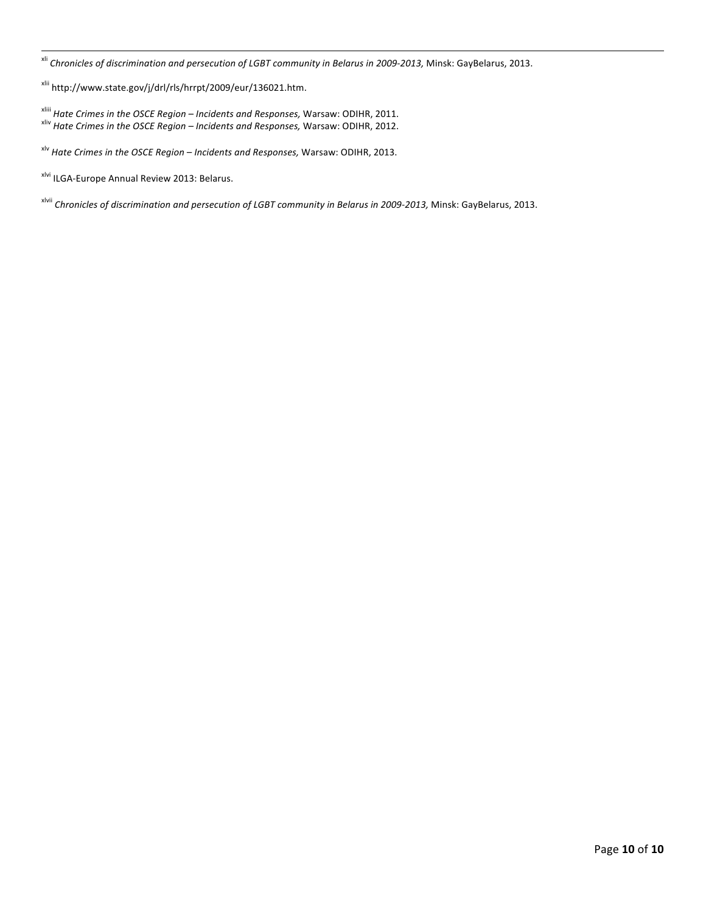[xli] *Chronicles of discrimination and persecution of LGBT community in Belarus in 2009-2013,* Minsk: GayBelarus, 2013.

[xlii] http://www.state.gov/j/drl/rls/hrrpt/2009/eur/136021.htm.

[xliii] *Hate Crimes in the OSCE Region – Incidents and Responses,* Warsaw: ODIHR, 2011.

[xliv] *Hate Crimes in the OSCE Region – Incidents and Responses,* Warsaw: ODIHR, 2012.

[xlv] *Hate Crimes in the OSCE Region – Incidents and Responses,* Warsaw: ODIHR, 2013.

[xlvi] ILGA-Europe Annual Review 2013: Belarus.

[xlvii] *Chronicles of discrimination and persecution of LGBT community in Belarus in 2009-2013,* Minsk: GayBelarus, 2013.